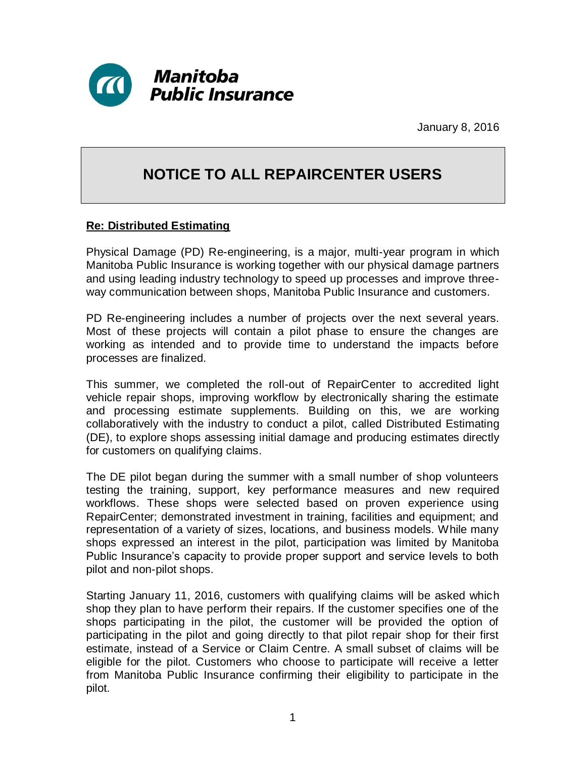**Manitoba Public Insurance**

January 8, 2016

# NOTICE TO ALL REPAIRCENTER USERS

**Re: Distributed Estimating**

Physical Damage (PD) Re-engineering, is a major, multi-year program in which Manitoba Public Insurance is working together with our physical damage partners and using leading industry technology to speed up processes and improve three-way communication between shops, Manitoba Public Insurance and customers.

PD Re-engineering includes a number of projects over the next several years. Most of these projects will contain a pilot phase to ensure the changes are working as intended and to provide time to understand the impacts before processes are finalized.

This summer, we completed the roll-out of RepairCenter to accredited light vehicle repair shops, improving workflow by electronically sharing the estimate and processing estimate supplements. Building on this, we are working collaboratively with the industry to conduct a pilot, called Distributed Estimating (DE), to explore shops assessing initial damage and producing estimates directly for customers on qualifying claims.

The DE pilot began during the summer with a small number of shop volunteers testing the training, support, key performance measures and new required workflows. These shops were selected based on proven experience using RepairCenter; demonstrated investment in training, facilities and equipment; and representation of a variety of sizes, locations, and business models. While many shops expressed an interest in the pilot, participation was limited by Manitoba Public Insurance's capacity to provide proper support and service levels to both pilot and non-pilot shops.

Starting January 11, 2016, customers with qualifying claims will be asked which shop they plan to have perform their repairs. If the customer specifies one of the shops participating in the pilot, the customer will be provided the option of participating in the pilot and going directly to that pilot repair shop for their first estimate, instead of a Service or Claim Centre. A small subset of claims will be eligible for the pilot. Customers who choose to participate will receive a letter from Manitoba Public Insurance confirming their eligibility to participate in the pilot.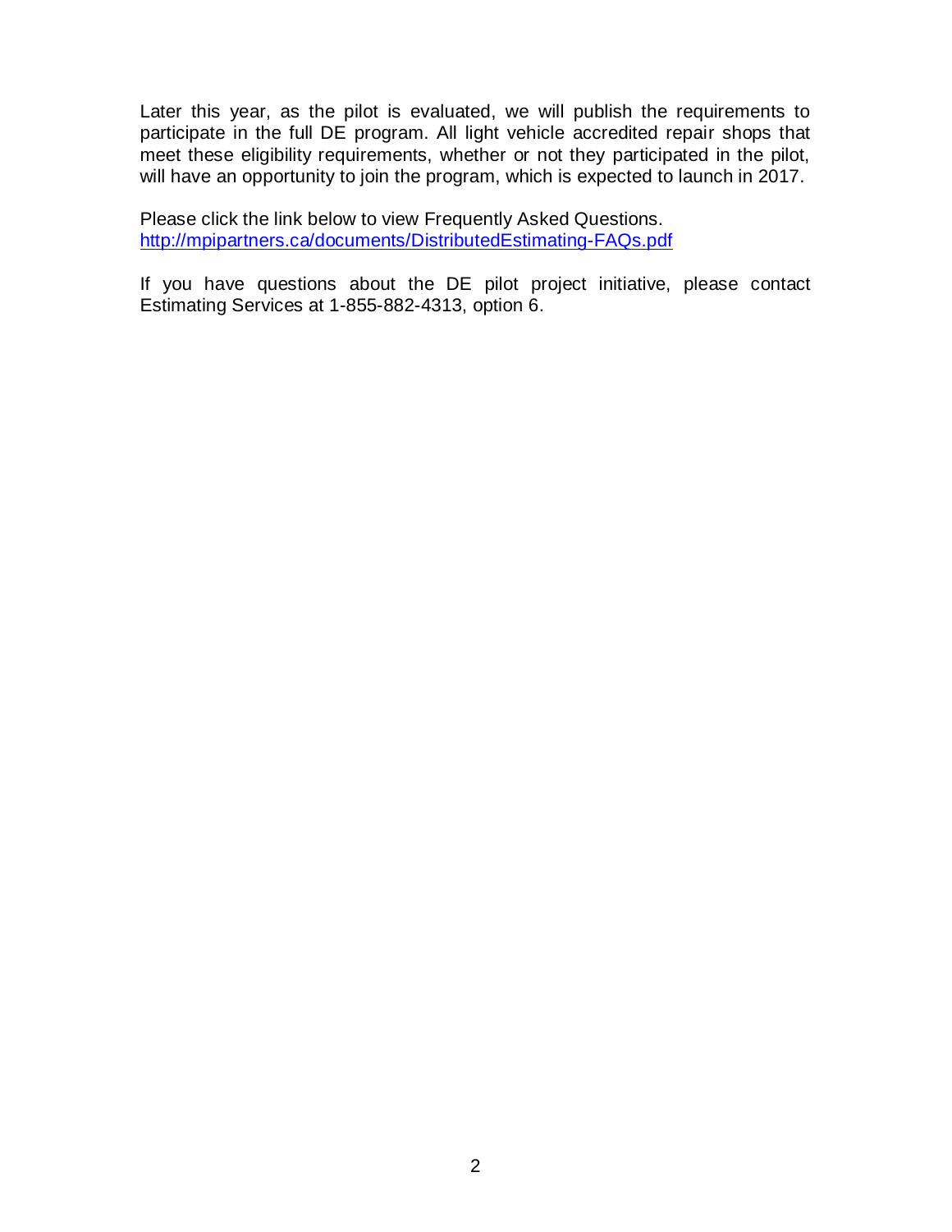Later this year, as the pilot is evaluated, we will publish the requirements to participate in the full DE program. All light vehicle accredited repair shops that meet these eligibility requirements, whether or not they participated in the pilot, will have an opportunity to join the program, which is expected to launch in 2017.

Please click the link below to view Frequently Asked Questions.
http://mpipartners.ca/documents/DistributedEstimating-FAQs.pdf

If you have questions about the DE pilot project initiative, please contact Estimating Services at 1-855-882-4313, option 6.